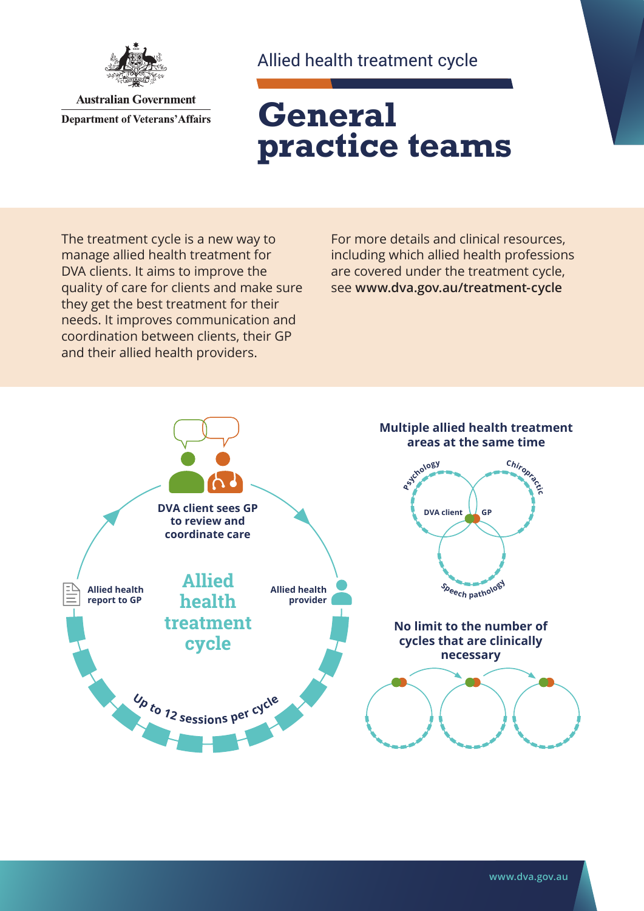Australian Government
Department of Veterans' Affairs

Allied health treatment cycle

# General practice teams

The treatment cycle is a new way to manage allied health treatment for DVA clients. It aims to improve the quality of care for clients and make sure they get the best treatment for their needs. It improves communication and coordination between clients, their GP and their allied health providers.

For more details and clinical resources, including which allied health professions are covered under the treatment cycle, see **www.dva.gov.au/treatment-cycle**

DVA client sees GP to review and coordinate care

Allied health provider

Up to 12 sessions per cycle

Allied health report to GP

Allied health treatment cycle

**Multiple allied health treatment areas at the same time**

Psychology

Chiropractic

Speech pathology

DVA client

GP

**No limit to the number of cycles that are clinically necessary**

www.dva.gov.au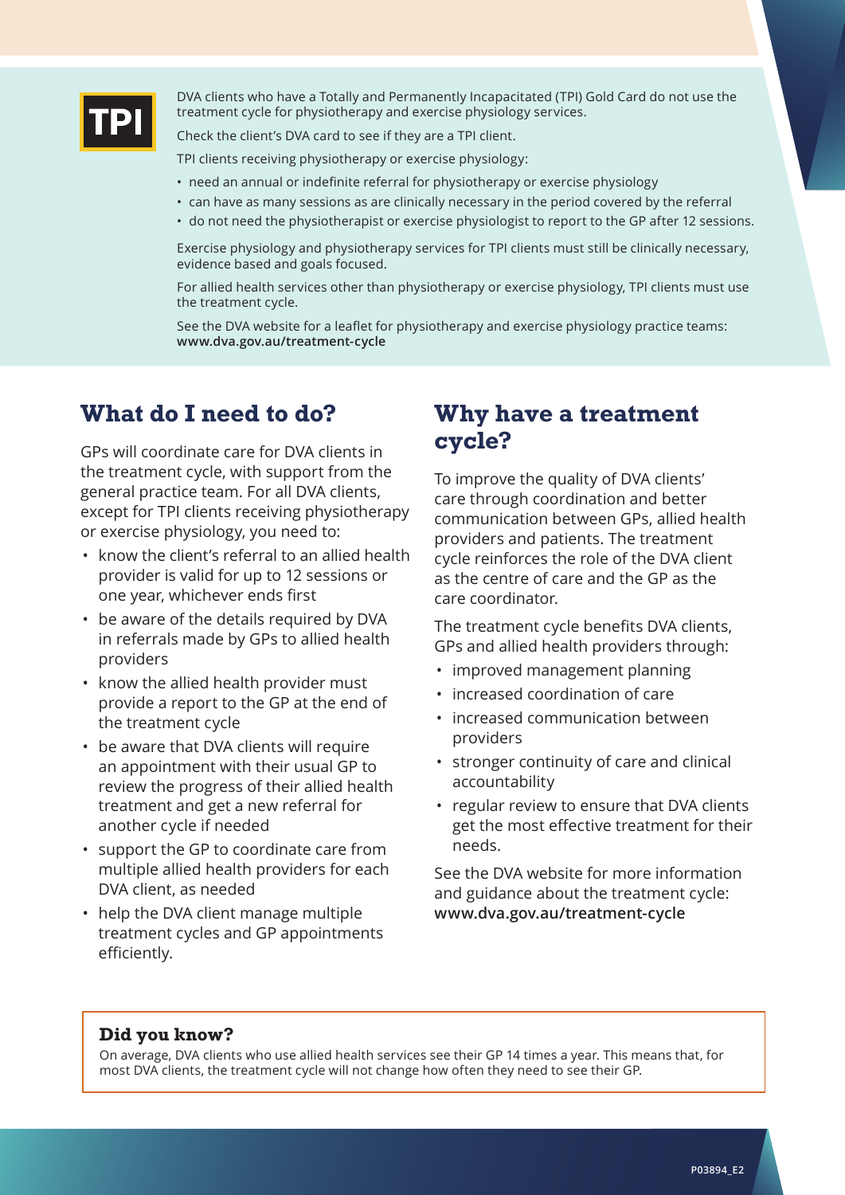**TPI**

DVA clients who have a Totally and Permanently Incapacitated (TPI) Gold Card do not use the treatment cycle for physiotherapy and exercise physiology services.

Check the client's DVA card to see if they are a TPI client.

TPI clients receiving physiotherapy or exercise physiology:

- need an annual or indefinite referral for physiotherapy or exercise physiology
- can have as many sessions as are clinically necessary in the period covered by the referral
- do not need the physiotherapist or exercise physiologist to report to the GP after 12 sessions.

Exercise physiology and physiotherapy services for TPI clients must still be clinically necessary, evidence based and goals focused.

For allied health services other than physiotherapy or exercise physiology, TPI clients must use the treatment cycle.

See the DVA website for a leaflet for physiotherapy and exercise physiology practice teams: **www.dva.gov.au/treatment-cycle**

## What do I need to do?

GPs will coordinate care for DVA clients in the treatment cycle, with support from the general practice team. For all DVA clients, except for TPI clients receiving physiotherapy or exercise physiology, you need to:

- know the client's referral to an allied health provider is valid for up to 12 sessions or one year, whichever ends first
- be aware of the details required by DVA in referrals made by GPs to allied health providers
- know the allied health provider must provide a report to the GP at the end of the treatment cycle
- be aware that DVA clients will require an appointment with their usual GP to review the progress of their allied health treatment and get a new referral for another cycle if needed
- support the GP to coordinate care from multiple allied health providers for each DVA client, as needed
- help the DVA client manage multiple treatment cycles and GP appointments efficiently.

## Why have a treatment cycle?

To improve the quality of DVA clients' care through coordination and better communication between GPs, allied health providers and patients. The treatment cycle reinforces the role of the DVA client as the centre of care and the GP as the care coordinator.

The treatment cycle benefits DVA clients, GPs and allied health providers through:

- improved management planning
- increased coordination of care
- increased communication between providers
- stronger continuity of care and clinical accountability
- regular review to ensure that DVA clients get the most effective treatment for their needs.

See the DVA website for more information and guidance about the treatment cycle: **www.dva.gov.au/treatment-cycle**

### Did you know?

On average, DVA clients who use allied health services see their GP 14 times a year. This means that, for most DVA clients, the treatment cycle will not change how often they need to see their GP.

P03894_E2